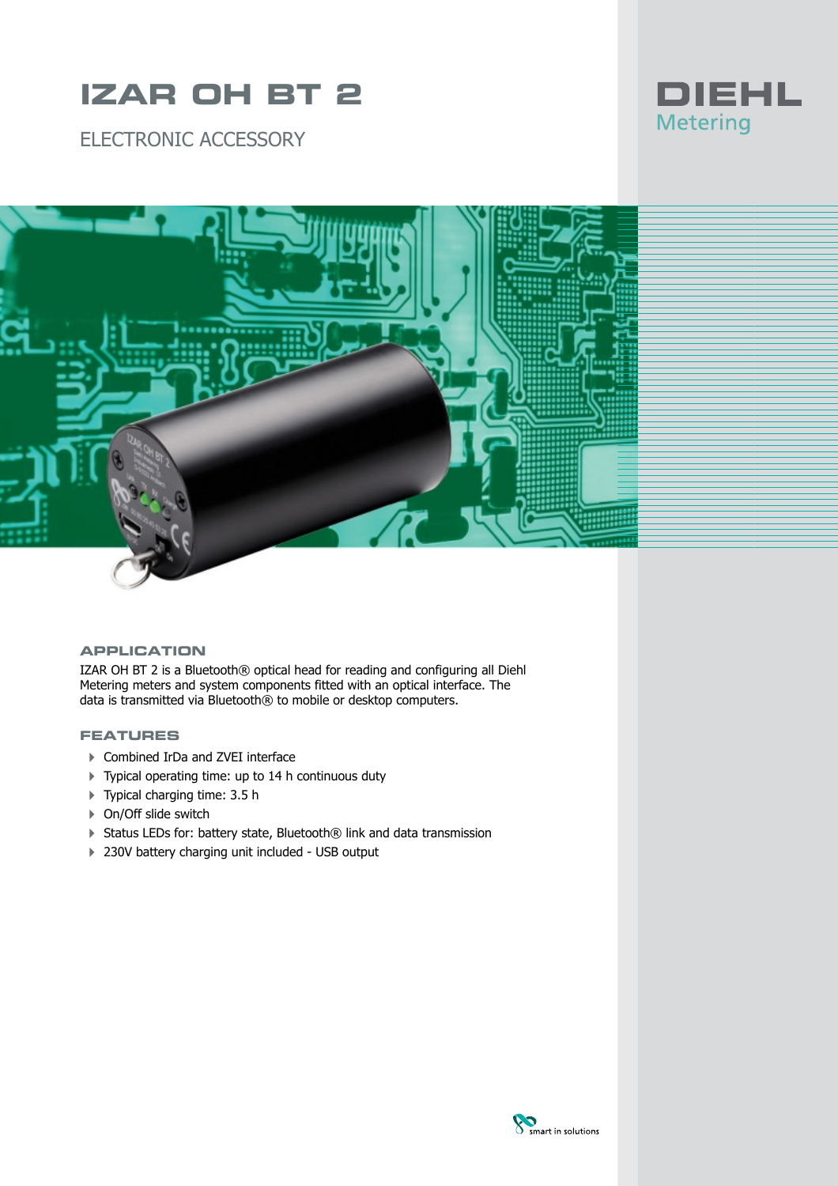# IZAR OH BT 2

ELECTRONIC ACCESSORY

DIEHL
Metering

## APPLICATION

IZAR OH BT 2 is a Bluetooth® optical head for reading and configuring all Diehl Metering meters and system components fitted with an optical interface. The data is transmitted via Bluetooth® to mobile or desktop computers.

## FEATURES

- Combined IrDa and ZVEI interface
- Typical operating time: up to 14 h continuous duty
- Typical charging time: 3.5 h
- On/Off slide switch
- Status LEDs for: battery state, Bluetooth® link and data transmission
- 230V battery charging unit included - USB output

smart in solutions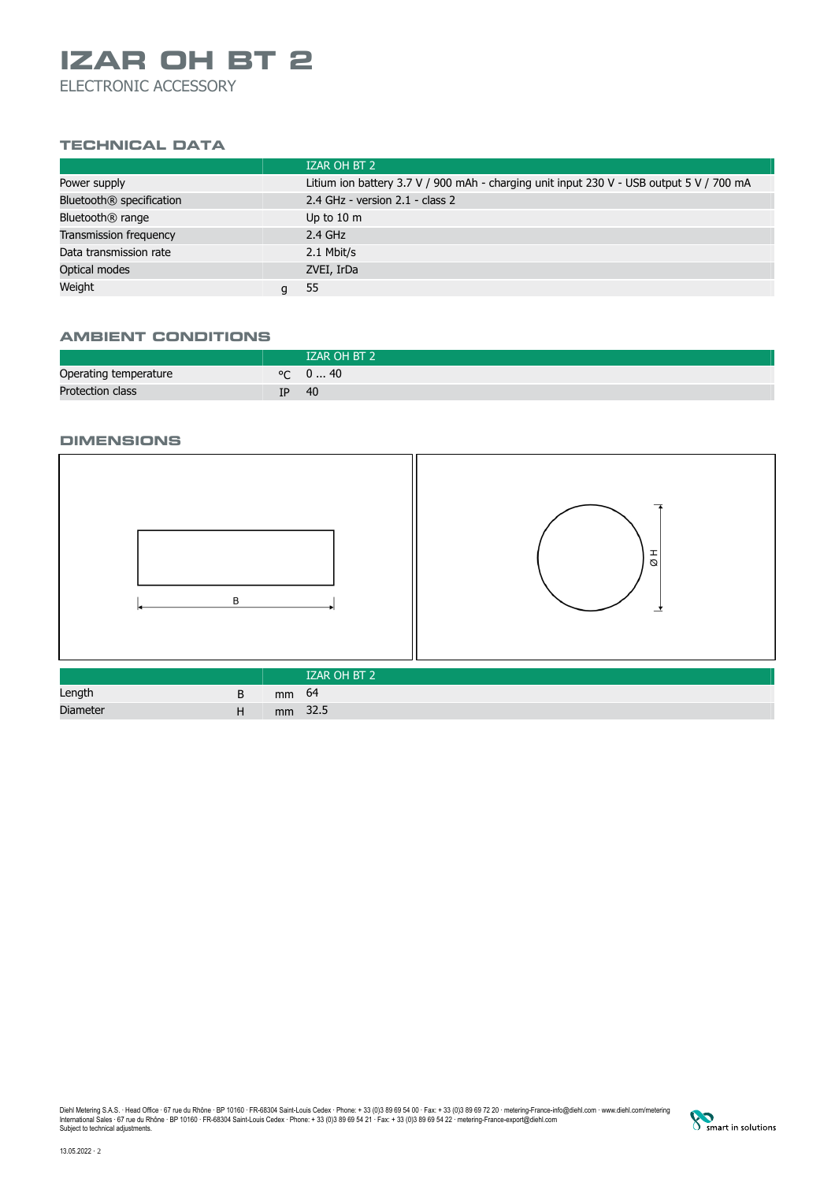# IZAR OH BT 2

ELECTRONIC ACCESSORY

## TECHNICAL DATA

| | | IZAR OH BT 2 |
|---|---|---|
| Power supply | | Litium ion battery 3.7 V / 900 mAh - charging unit input 230 V - USB output 5 V / 700 mA |
| Bluetooth® specification | | 2.4 GHz - version 2.1 - class 2 |
| Bluetooth® range | | Up to 10 m |
| Transmission frequency | | 2.4 GHz |
| Data transmission rate | | 2.1 Mbit/s |
| Optical modes | | ZVEI, IrDa |
| Weight | g | 55 |

## AMBIENT CONDITIONS

| | | IZAR OH BT 2 |
|---|---|---|
| Operating temperature | °C | 0 ... 40 |
| Protection class | IP | 40 |

## DIMENSIONS

B

Ø H

| | | | IZAR OH BT 2 |
|---|---|---|---|
| Length | B | mm | 64 |
| Diameter | H | mm | 32.5 |

Diehl Metering S.A.S. · Head Office · 67 rue du Rhône · BP 10160 · FR-68304 Saint-Louis Cedex · Phone: + 33 (0)3 89 69 54 00 · Fax: + 33 (0)3 89 69 72 20 · metering-France-info@diehl.com · www.diehl.com/metering
International Sales · 67 rue du Rhône · BP 10160 · FR-68304 Saint-Louis Cedex · Phone: + 33 (0)3 89 69 54 21 · Fax: + 33 (0)3 89 69 54 22 · metering-France-export@diehl.com
Subject to technical adjustments.

smart in solutions

13.05.2022